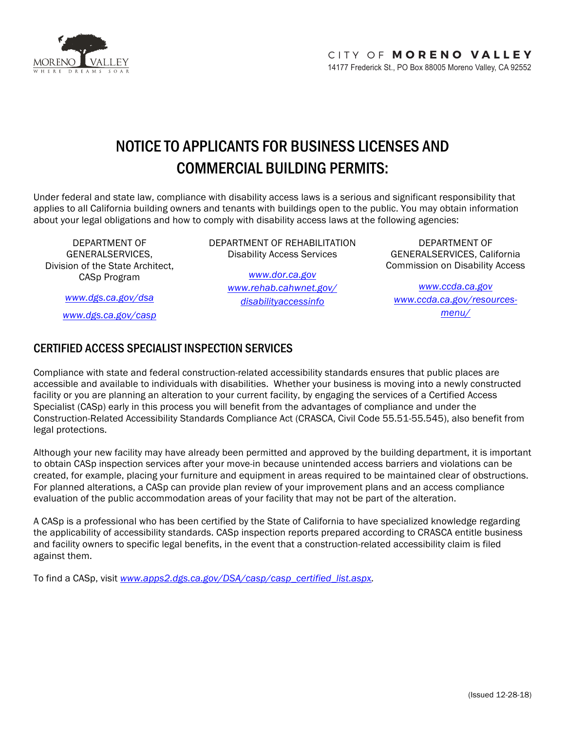CITY OF **MORENO VALLEY**
14177 Frederick St., PO Box 88005 Moreno Valley, CA 92552

# NOTICE TO APPLICANTS FOR BUSINESS LICENSES AND COMMERCIAL BUILDING PERMITS:

Under federal and state law, compliance with disability access laws is a serious and significant responsibility that applies to all California building owners and tenants with buildings open to the public. You may obtain information about your legal obligations and how to comply with disability access laws at the following agencies:

DEPARTMENT OF GENERALSERVICES, Division of the State Architect, CASp Program

*www.dgs.ca.gov/dsa*

*www.dgs.ca.gov/casp*

DEPARTMENT OF REHABILITATION Disability Access Services

*www.dor.ca.gov*

*www.rehab.cahwnet.gov/disabilityaccessinfo*

DEPARTMENT OF GENERALSERVICES, California Commission on Disability Access

*www.ccda.ca.gov*

*www.ccda.ca.gov/resources-menu/*

## CERTIFIED ACCESS SPECIALIST INSPECTION SERVICES

Compliance with state and federal construction-related accessibility standards ensures that public places are accessible and available to individuals with disabilities. Whether your business is moving into a newly constructed facility or you are planning an alteration to your current facility, by engaging the services of a Certified Access Specialist (CASp) early in this process you will benefit from the advantages of compliance and under the Construction-Related Accessibility Standards Compliance Act (CRASCA, Civil Code 55.51-55.545), also benefit from legal protections.

Although your new facility may have already been permitted and approved by the building department, it is important to obtain CASp inspection services after your move-in because unintended access barriers and violations can be created, for example, placing your furniture and equipment in areas required to be maintained clear of obstructions. For planned alterations, a CASp can provide plan review of your improvement plans and an access compliance evaluation of the public accommodation areas of your facility that may not be part of the alteration.

A CASp is a professional who has been certified by the State of California to have specialized knowledge regarding the applicability of accessibility standards. CASp inspection reports prepared according to CRASCA entitle business and facility owners to specific legal benefits, in the event that a construction-related accessibility claim is filed against them.

To find a CASp, visit *www.apps2.dgs.ca.gov/DSA/casp/casp_certified_list.aspx.*

(Issued 12-28-18)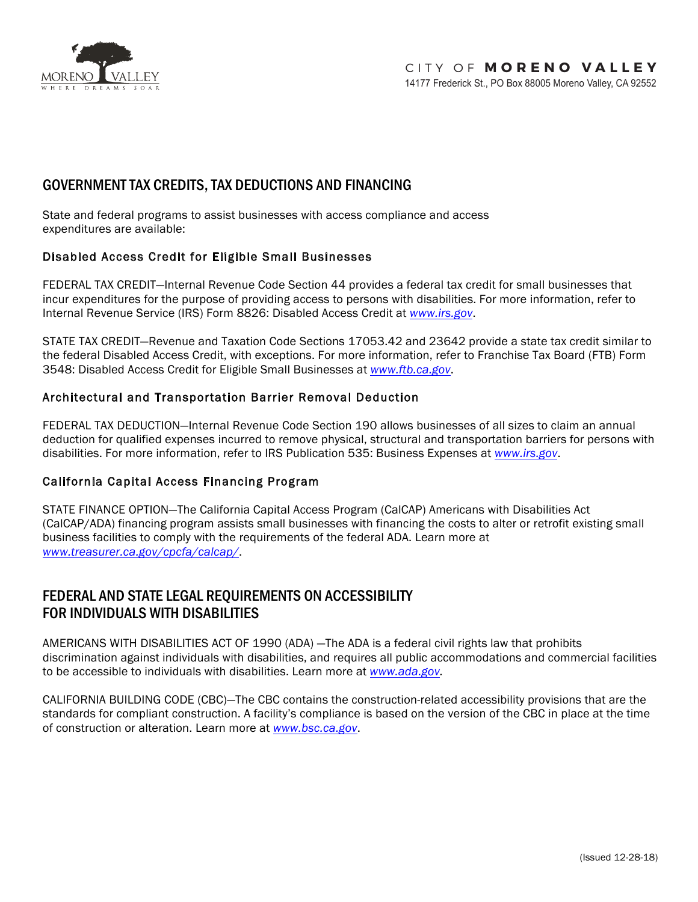CITY OF **MORENO VALLEY**
14177 Frederick St., PO Box 88005 Moreno Valley, CA 92552

## GOVERNMENT TAX CREDITS, TAX DEDUCTIONS AND FINANCING

State and federal programs to assist businesses with access compliance and access expenditures are available:

### Disabled Access Credit for Eligible Small Businesses

FEDERAL TAX CREDIT—Internal Revenue Code Section 44 provides a federal tax credit for small businesses that incur expenditures for the purpose of providing access to persons with disabilities. For more information, refer to Internal Revenue Service (IRS) Form 8826: Disabled Access Credit at *www.irs.gov*.

STATE TAX CREDIT—Revenue and Taxation Code Sections 17053.42 and 23642 provide a state tax credit similar to the federal Disabled Access Credit, with exceptions. For more information, refer to Franchise Tax Board (FTB) Form 3548: Disabled Access Credit for Eligible Small Businesses at *www.ftb.ca.gov*.

### Architectural and Transportation Barrier Removal Deduction

FEDERAL TAX DEDUCTION—Internal Revenue Code Section 190 allows businesses of all sizes to claim an annual deduction for qualified expenses incurred to remove physical, structural and transportation barriers for persons with disabilities. For more information, refer to IRS Publication 535: Business Expenses at *www.irs.gov*.

### California Capital Access Financing Program

STATE FINANCE OPTION—The California Capital Access Program (CalCAP) Americans with Disabilities Act (CalCAP/ADA) financing program assists small businesses with financing the costs to alter or retrofit existing small business facilities to comply with the requirements of the federal ADA. Learn more at *www.treasurer.ca.gov/cpcfa/calcap/*.

## FEDERAL AND STATE LEGAL REQUIREMENTS ON ACCESSIBILITY FOR INDIVIDUALS WITH DISABILITIES

AMERICANS WITH DISABILITIES ACT OF 1990 (ADA) —The ADA is a federal civil rights law that prohibits discrimination against individuals with disabilities, and requires all public accommodations and commercial facilities to be accessible to individuals with disabilities. Learn more at *www.ada.gov*.

CALIFORNIA BUILDING CODE (CBC)—The CBC contains the construction-related accessibility provisions that are the standards for compliant construction. A facility's compliance is based on the version of the CBC in place at the time of construction or alteration. Learn more at *www.bsc.ca.gov*.

(Issued 12-28-18)